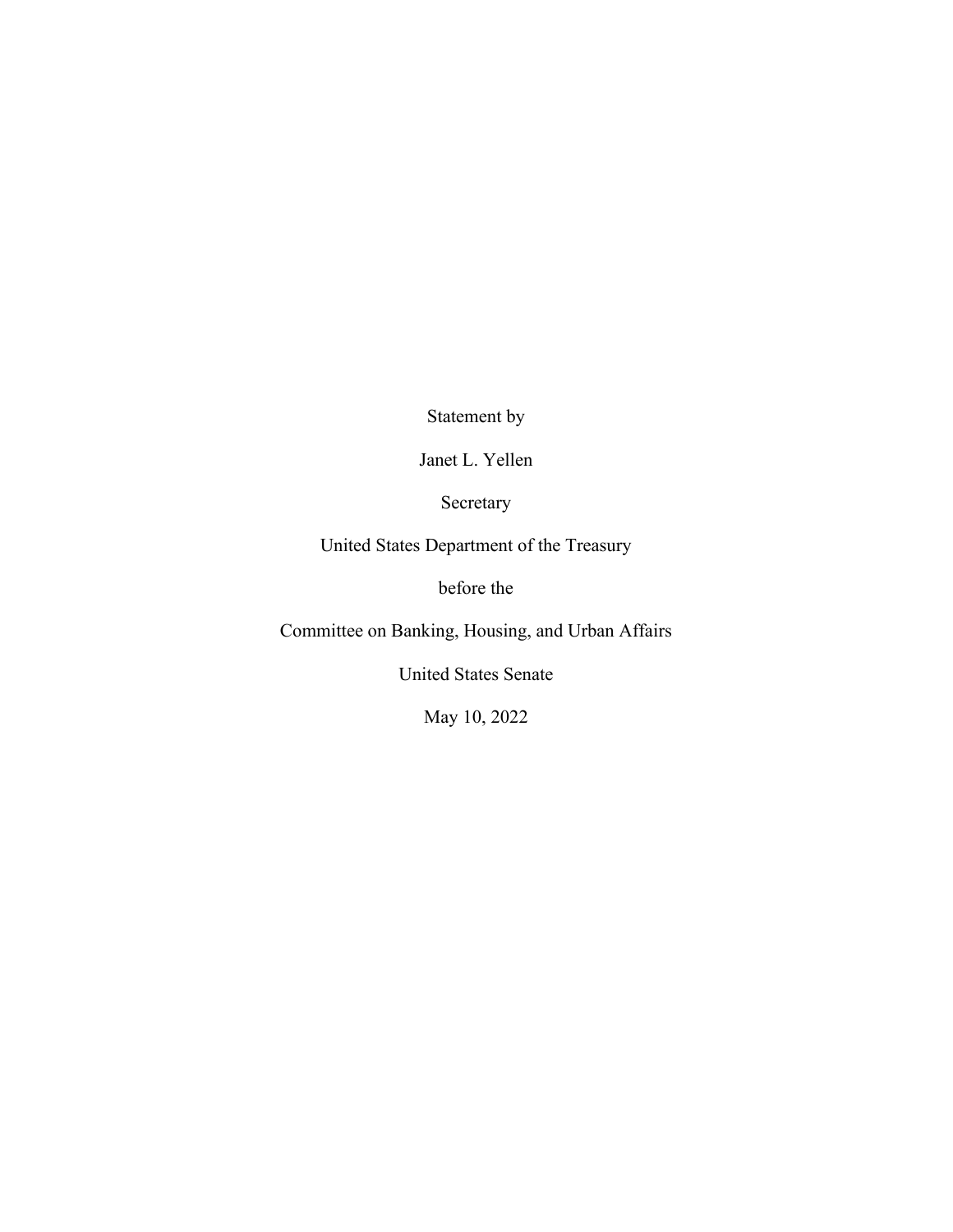Statement by

Janet L. Yellen

Secretary

United States Department of the Treasury

before the

Committee on Banking, Housing, and Urban Affairs

United States Senate

May 10, 2022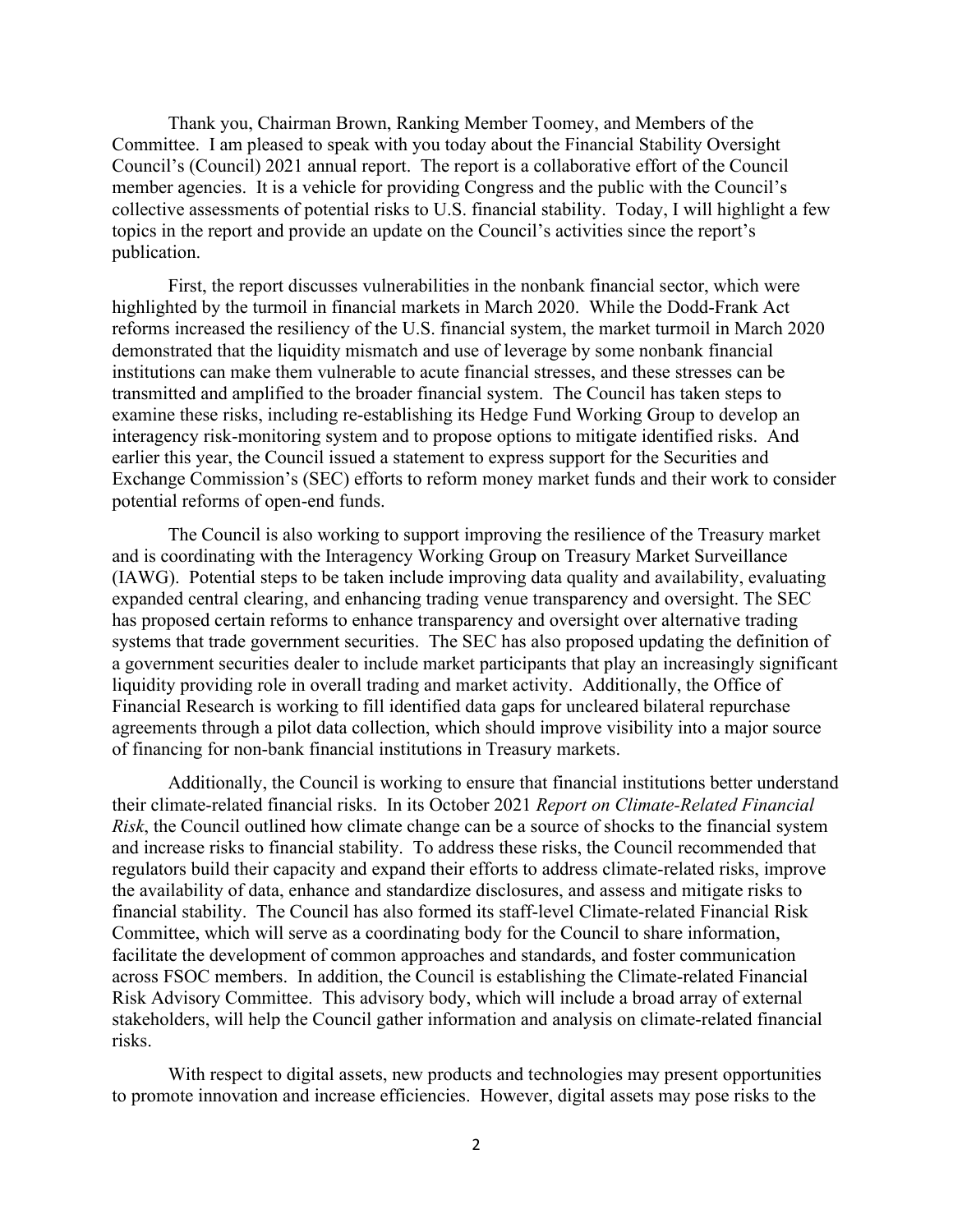Thank you, Chairman Brown, Ranking Member Toomey, and Members of the Committee. I am pleased to speak with you today about the Financial Stability Oversight Council's (Council) 2021 annual report. The report is a collaborative effort of the Council member agencies. It is a vehicle for providing Congress and the public with the Council's collective assessments of potential risks to U.S. financial stability. Today, I will highlight a few topics in the report and provide an update on the Council's activities since the report's publication.

First, the report discusses vulnerabilities in the nonbank financial sector, which were highlighted by the turmoil in financial markets in March 2020. While the Dodd-Frank Act reforms increased the resiliency of the U.S. financial system, the market turmoil in March 2020 demonstrated that the liquidity mismatch and use of leverage by some nonbank financial institutions can make them vulnerable to acute financial stresses, and these stresses can be transmitted and amplified to the broader financial system. The Council has taken steps to examine these risks, including re-establishing its Hedge Fund Working Group to develop an interagency risk-monitoring system and to propose options to mitigate identified risks. And earlier this year, the Council issued a statement to express support for the Securities and Exchange Commission's (SEC) efforts to reform money market funds and their work to consider potential reforms of open-end funds.

The Council is also working to support improving the resilience of the Treasury market and is coordinating with the Interagency Working Group on Treasury Market Surveillance (IAWG). Potential steps to be taken include improving data quality and availability, evaluating expanded central clearing, and enhancing trading venue transparency and oversight. The SEC has proposed certain reforms to enhance transparency and oversight over alternative trading systems that trade government securities. The SEC has also proposed updating the definition of a government securities dealer to include market participants that play an increasingly significant liquidity providing role in overall trading and market activity. Additionally, the Office of Financial Research is working to fill identified data gaps for uncleared bilateral repurchase agreements through a pilot data collection, which should improve visibility into a major source of financing for non-bank financial institutions in Treasury markets.

Additionally, the Council is working to ensure that financial institutions better understand their climate-related financial risks. In its October 2021 *Report on Climate-Related Financial Risk*, the Council outlined how climate change can be a source of shocks to the financial system and increase risks to financial stability. To address these risks, the Council recommended that regulators build their capacity and expand their efforts to address climate-related risks, improve the availability of data, enhance and standardize disclosures, and assess and mitigate risks to financial stability. The Council has also formed its staff-level Climate-related Financial Risk Committee, which will serve as a coordinating body for the Council to share information, facilitate the development of common approaches and standards, and foster communication across FSOC members. In addition, the Council is establishing the Climate-related Financial Risk Advisory Committee. This advisory body, which will include a broad array of external stakeholders, will help the Council gather information and analysis on climate-related financial risks.

With respect to digital assets, new products and technologies may present opportunities to promote innovation and increase efficiencies. However, digital assets may pose risks to the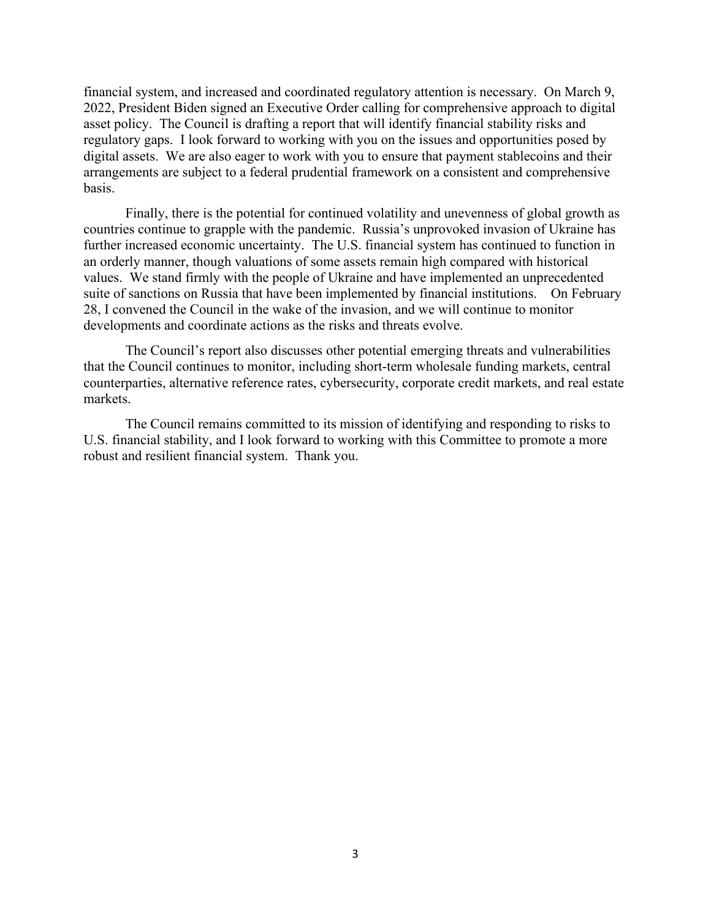financial system, and increased and coordinated regulatory attention is necessary. On March 9, 2022, President Biden signed an Executive Order calling for comprehensive approach to digital asset policy. The Council is drafting a report that will identify financial stability risks and regulatory gaps. I look forward to working with you on the issues and opportunities posed by digital assets. We are also eager to work with you to ensure that payment stablecoins and their arrangements are subject to a federal prudential framework on a consistent and comprehensive basis.

Finally, there is the potential for continued volatility and unevenness of global growth as countries continue to grapple with the pandemic. Russia's unprovoked invasion of Ukraine has further increased economic uncertainty. The U.S. financial system has continued to function in an orderly manner, though valuations of some assets remain high compared with historical values. We stand firmly with the people of Ukraine and have implemented an unprecedented suite of sanctions on Russia that have been implemented by financial institutions. On February 28, I convened the Council in the wake of the invasion, and we will continue to monitor developments and coordinate actions as the risks and threats evolve.

The Council's report also discusses other potential emerging threats and vulnerabilities that the Council continues to monitor, including short-term wholesale funding markets, central counterparties, alternative reference rates, cybersecurity, corporate credit markets, and real estate markets.

The Council remains committed to its mission of identifying and responding to risks to U.S. financial stability, and I look forward to working with this Committee to promote a more robust and resilient financial system. Thank you.